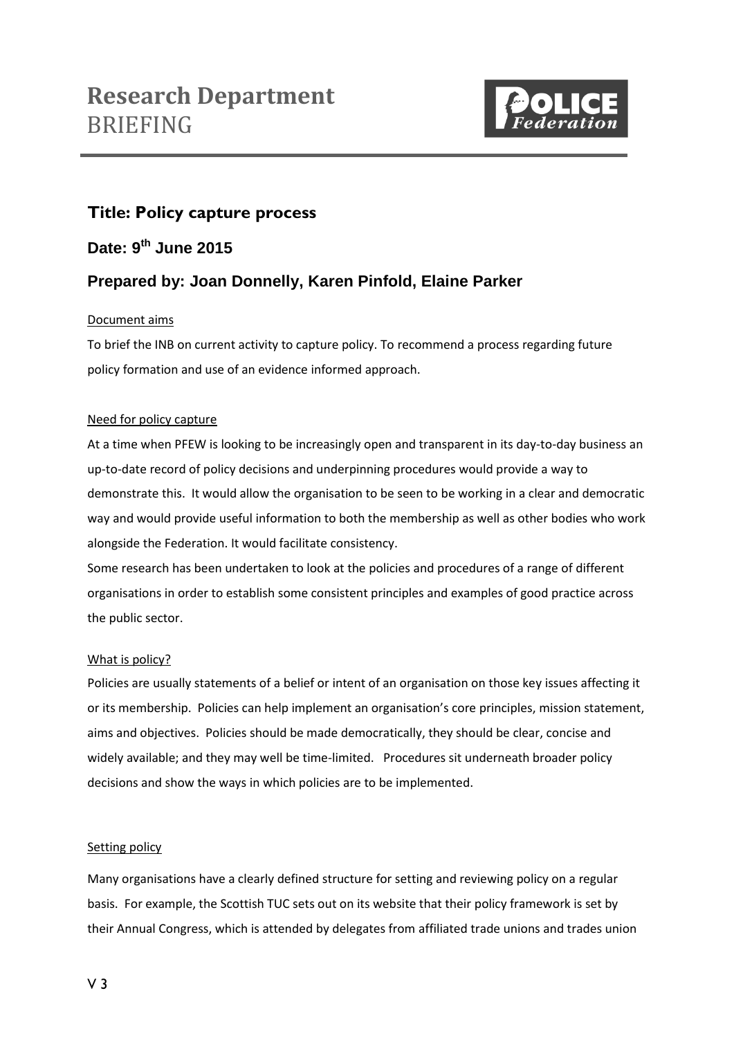# Research Department
BRIEFING

## Title: Policy capture process

## Date: 9th June 2015

## Prepared by: Joan Donnelly, Karen Pinfold, Elaine Parker

Document aims

To brief the INB on current activity to capture policy. To recommend a process regarding future policy formation and use of an evidence informed approach.

Need for policy capture

At a time when PFEW is looking to be increasingly open and transparent in its day-to-day business an up-to-date record of policy decisions and underpinning procedures would provide a way to demonstrate this. It would allow the organisation to be seen to be working in a clear and democratic way and would provide useful information to both the membership as well as other bodies who work alongside the Federation. It would facilitate consistency.

Some research has been undertaken to look at the policies and procedures of a range of different organisations in order to establish some consistent principles and examples of good practice across the public sector.

What is policy?

Policies are usually statements of a belief or intent of an organisation on those key issues affecting it or its membership. Policies can help implement an organisation's core principles, mission statement, aims and objectives. Policies should be made democratically, they should be clear, concise and widely available; and they may well be time-limited. Procedures sit underneath broader policy decisions and show the ways in which policies are to be implemented.

Setting policy

Many organisations have a clearly defined structure for setting and reviewing policy on a regular basis. For example, the Scottish TUC sets out on its website that their policy framework is set by their Annual Congress, which is attended by delegates from affiliated trade unions and trades union

V 3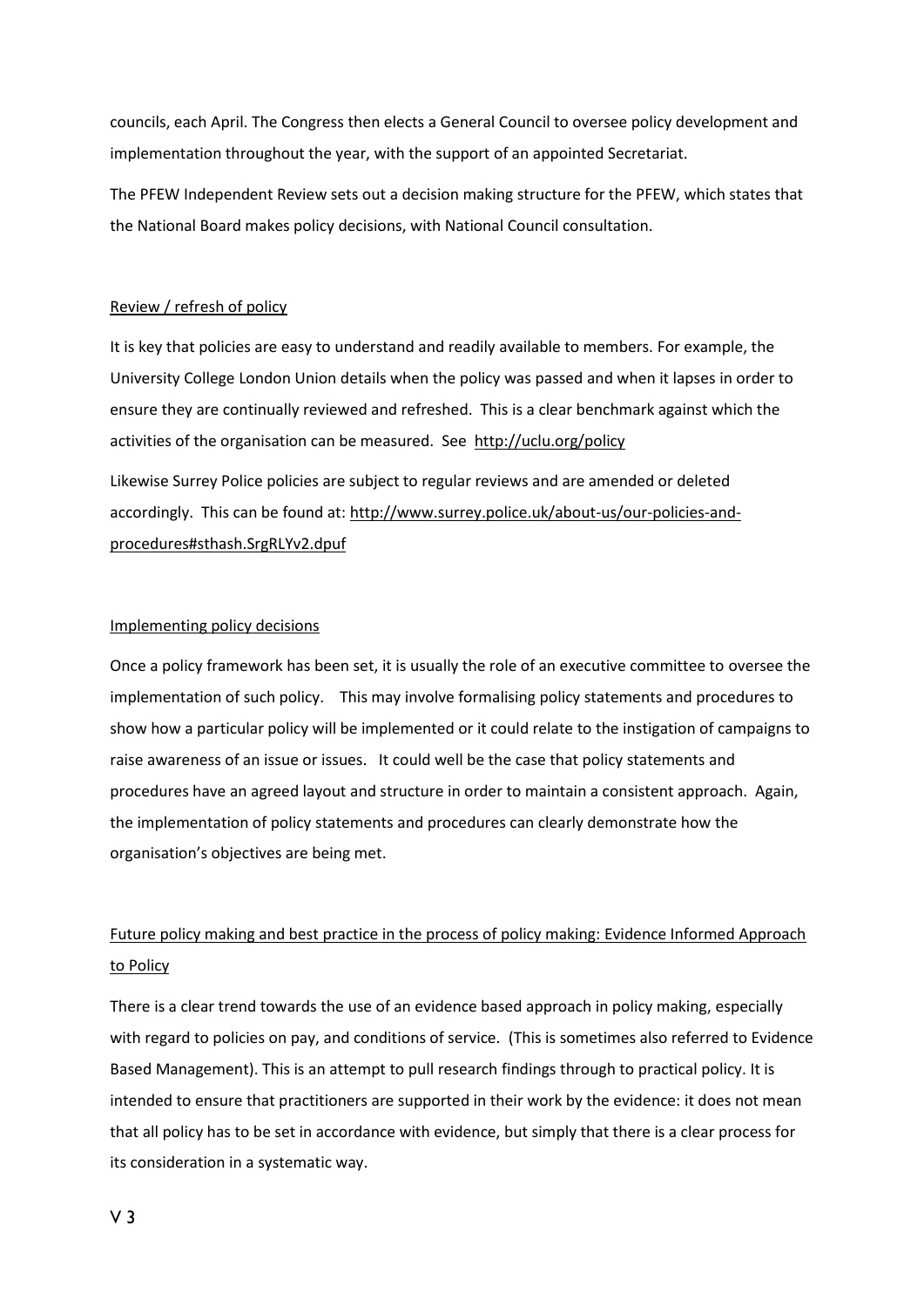councils, each April. The Congress then elects a General Council to oversee policy development and implementation throughout the year, with the support of an appointed Secretariat.

The PFEW Independent Review sets out a decision making structure for the PFEW, which states that the National Board makes policy decisions, with National Council consultation.

## Review / refresh of policy

It is key that policies are easy to understand and readily available to members. For example, the University College London Union details when the policy was passed and when it lapses in order to ensure they are continually reviewed and refreshed. This is a clear benchmark against which the activities of the organisation can be measured. See http://uclu.org/policy

Likewise Surrey Police policies are subject to regular reviews and are amended or deleted accordingly. This can be found at: http://www.surrey.police.uk/about-us/our-policies-and-procedures#sthash.SrgRLYv2.dpuf

## Implementing policy decisions

Once a policy framework has been set, it is usually the role of an executive committee to oversee the implementation of such policy. This may involve formalising policy statements and procedures to show how a particular policy will be implemented or it could relate to the instigation of campaigns to raise awareness of an issue or issues. It could well be the case that policy statements and procedures have an agreed layout and structure in order to maintain a consistent approach. Again, the implementation of policy statements and procedures can clearly demonstrate how the organisation's objectives are being met.

## Future policy making and best practice in the process of policy making: Evidence Informed Approach to Policy

There is a clear trend towards the use of an evidence based approach in policy making, especially with regard to policies on pay, and conditions of service. (This is sometimes also referred to Evidence Based Management). This is an attempt to pull research findings through to practical policy. It is intended to ensure that practitioners are supported in their work by the evidence: it does not mean that all policy has to be set in accordance with evidence, but simply that there is a clear process for its consideration in a systematic way.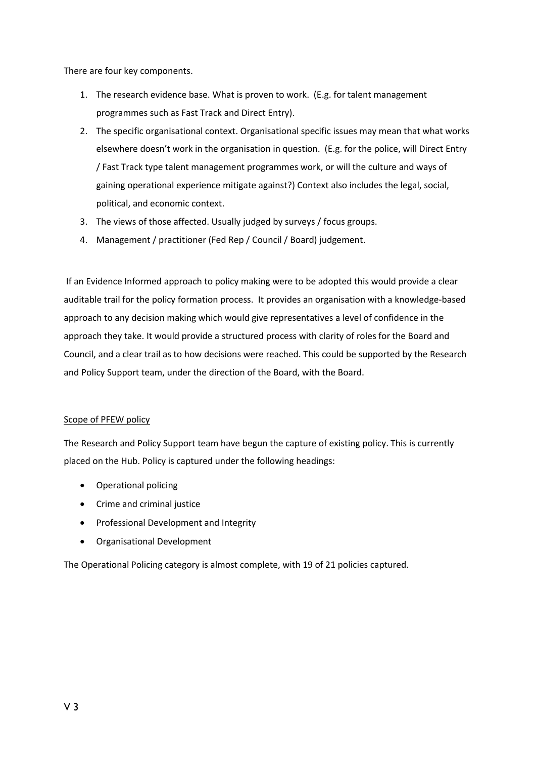There are four key components.

1. The research evidence base. What is proven to work. (E.g. for talent management programmes such as Fast Track and Direct Entry).
2. The specific organisational context. Organisational specific issues may mean that what works elsewhere doesn't work in the organisation in question. (E.g. for the police, will Direct Entry / Fast Track type talent management programmes work, or will the culture and ways of gaining operational experience mitigate against?) Context also includes the legal, social, political, and economic context.
3. The views of those affected. Usually judged by surveys / focus groups.
4. Management / practitioner (Fed Rep / Council / Board) judgement.

If an Evidence Informed approach to policy making were to be adopted this would provide a clear auditable trail for the policy formation process. It provides an organisation with a knowledge-based approach to any decision making which would give representatives a level of confidence in the approach they take. It would provide a structured process with clarity of roles for the Board and Council, and a clear trail as to how decisions were reached. This could be supported by the Research and Policy Support team, under the direction of the Board, with the Board.

<u>Scope of PFEW policy</u>

The Research and Policy Support team have begun the capture of existing policy. This is currently placed on the Hub. Policy is captured under the following headings:

- Operational policing
- Crime and criminal justice
- Professional Development and Integrity
- Organisational Development

The Operational Policing category is almost complete, with 19 of 21 policies captured.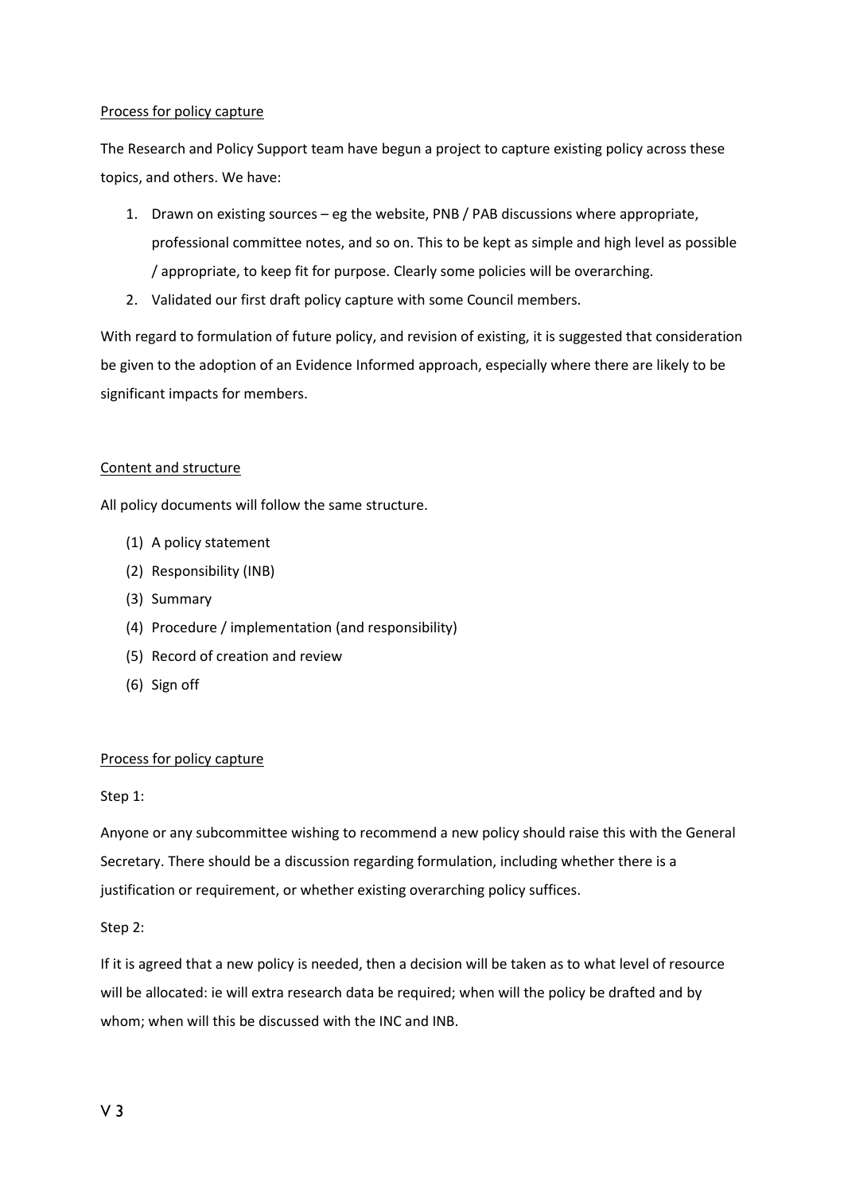<u>Process for policy capture</u>

The Research and Policy Support team have begun a project to capture existing policy across these topics, and others. We have:

1. Drawn on existing sources – eg the website, PNB / PAB discussions where appropriate, professional committee notes, and so on. This to be kept as simple and high level as possible / appropriate, to keep fit for purpose. Clearly some policies will be overarching.
2. Validated our first draft policy capture with some Council members.

With regard to formulation of future policy, and revision of existing, it is suggested that consideration be given to the adoption of an Evidence Informed approach, especially where there are likely to be significant impacts for members.

<u>Content and structure</u>

All policy documents will follow the same structure.

(1) A policy statement
(2) Responsibility (INB)
(3) Summary
(4) Procedure / implementation (and responsibility)
(5) Record of creation and review
(6) Sign off

<u>Process for policy capture</u>

Step 1:

Anyone or any subcommittee wishing to recommend a new policy should raise this with the General Secretary. There should be a discussion regarding formulation, including whether there is a justification or requirement, or whether existing overarching policy suffices.

Step 2:

If it is agreed that a new policy is needed, then a decision will be taken as to what level of resource will be allocated: ie will extra research data be required; when will the policy be drafted and by whom; when will this be discussed with the INC and INB.

V 3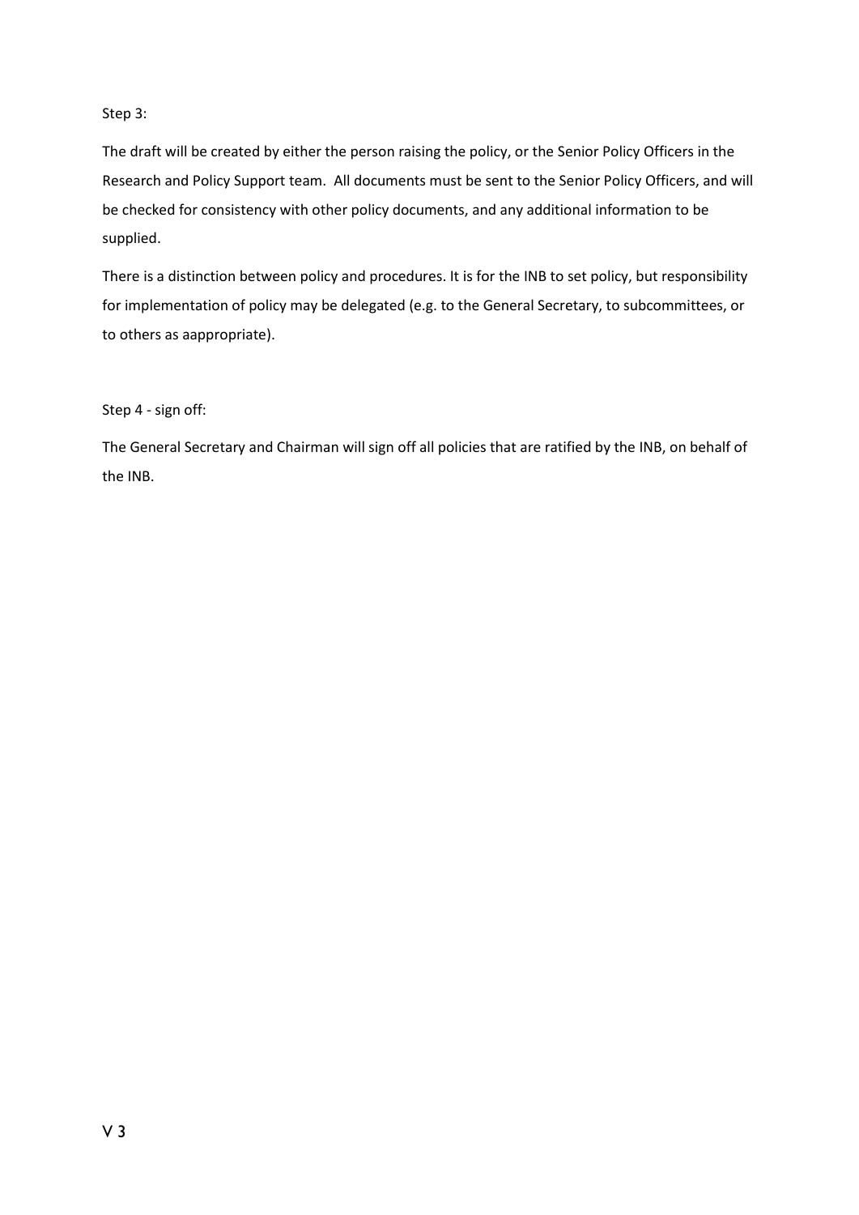Step 3:

The draft will be created by either the person raising the policy, or the Senior Policy Officers in the Research and Policy Support team. All documents must be sent to the Senior Policy Officers, and will be checked for consistency with other policy documents, and any additional information to be supplied.

There is a distinction between policy and procedures. It is for the INB to set policy, but responsibility for implementation of policy may be delegated (e.g. to the General Secretary, to subcommittees, or to others as aappropriate).

Step 4 - sign off:

The General Secretary and Chairman will sign off all policies that are ratified by the INB, on behalf of the INB.

V 3